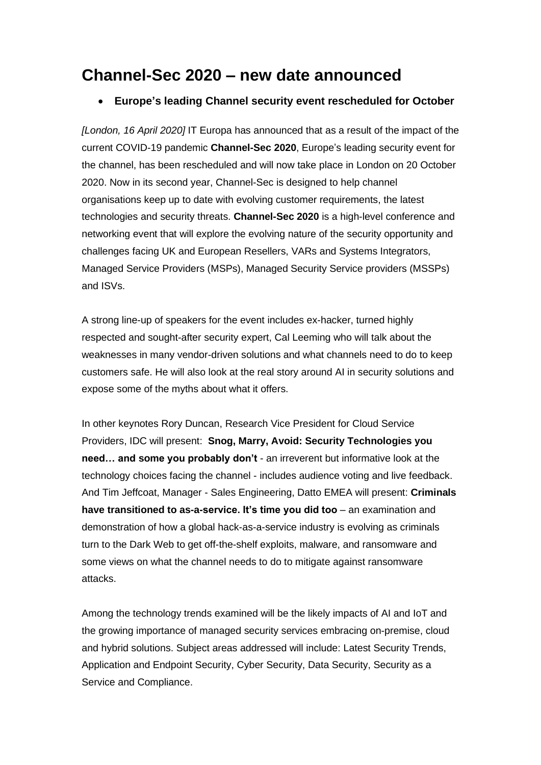# Channel-Sec 2020 – new date announced

- **Europe's leading Channel security event rescheduled for October**

*[London, 16 April 2020]* IT Europa has announced that as a result of the impact of the current COVID-19 pandemic **Channel-Sec 2020**, Europe's leading security event for the channel, has been rescheduled and will now take place in London on 20 October 2020. Now in its second year, Channel-Sec is designed to help channel organisations keep up to date with evolving customer requirements, the latest technologies and security threats. **Channel-Sec 2020** is a high-level conference and networking event that will explore the evolving nature of the security opportunity and challenges facing UK and European Resellers, VARs and Systems Integrators, Managed Service Providers (MSPs), Managed Security Service providers (MSSPs) and ISVs.

A strong line-up of speakers for the event includes ex-hacker, turned highly respected and sought-after security expert, Cal Leeming who will talk about the weaknesses in many vendor-driven solutions and what channels need to do to keep customers safe. He will also look at the real story around AI in security solutions and expose some of the myths about what it offers.

In other keynotes Rory Duncan, Research Vice President for Cloud Service Providers, IDC will present: **Snog, Marry, Avoid: Security Technologies you need… and some you probably don't** - an irreverent but informative look at the technology choices facing the channel - includes audience voting and live feedback. And Tim Jeffcoat, Manager - Sales Engineering, Datto EMEA will present: **Criminals have transitioned to as-a-service. It's time you did too** – an examination and demonstration of how a global hack-as-a-service industry is evolving as criminals turn to the Dark Web to get off-the-shelf exploits, malware, and ransomware and some views on what the channel needs to do to mitigate against ransomware attacks.

Among the technology trends examined will be the likely impacts of AI and IoT and the growing importance of managed security services embracing on-premise, cloud and hybrid solutions. Subject areas addressed will include: Latest Security Trends, Application and Endpoint Security, Cyber Security, Data Security, Security as a Service and Compliance.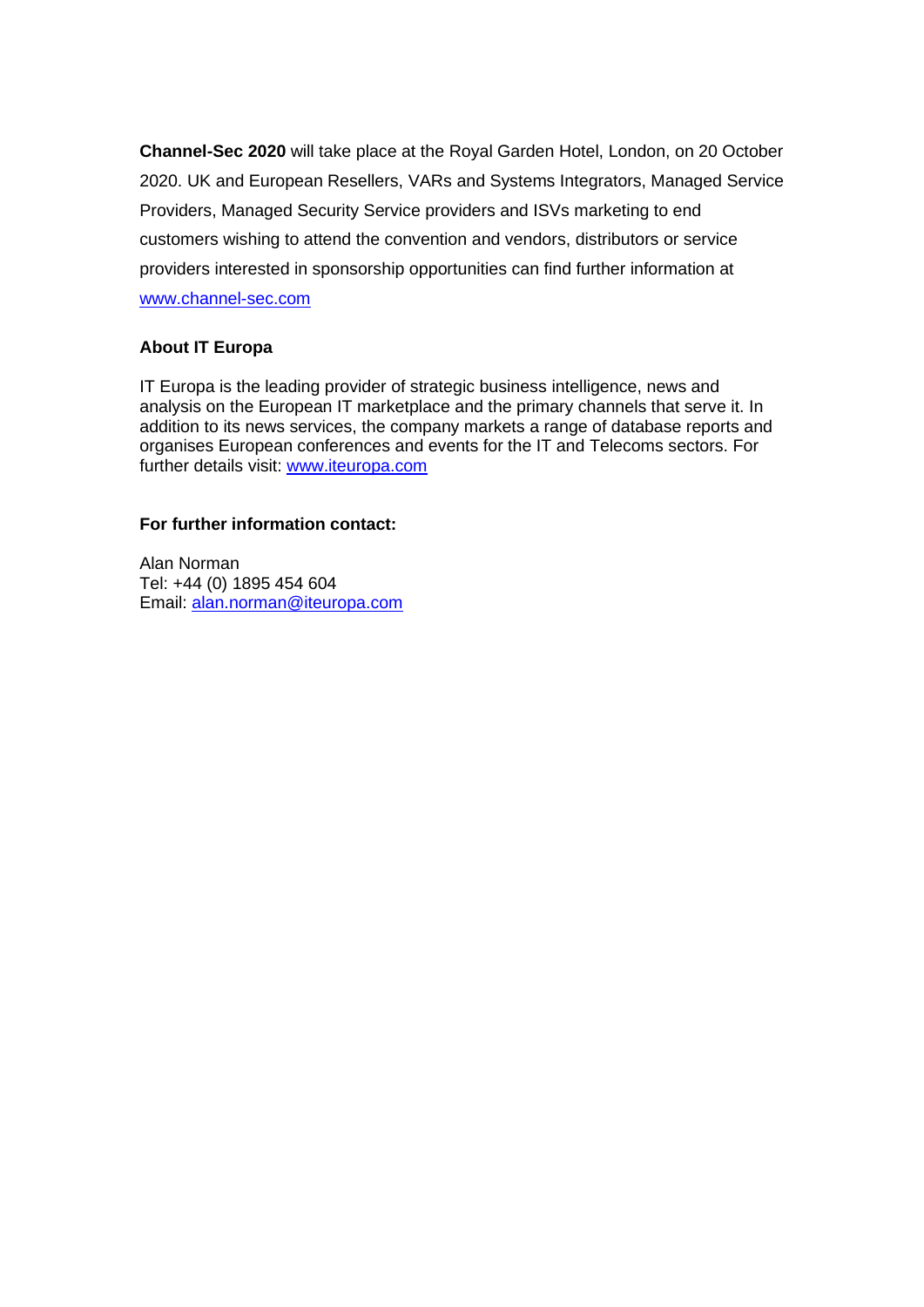**Channel-Sec 2020** will take place at the Royal Garden Hotel, London, on 20 October 2020. UK and European Resellers, VARs and Systems Integrators, Managed Service Providers, Managed Security Service providers and ISVs marketing to end customers wishing to attend the convention and vendors, distributors or service providers interested in sponsorship opportunities can find further information at www.channel-sec.com

**About IT Europa**

IT Europa is the leading provider of strategic business intelligence, news and analysis on the European IT marketplace and the primary channels that serve it. In addition to its news services, the company markets a range of database reports and organises European conferences and events for the IT and Telecoms sectors. For further details visit: www.iteuropa.com

**For further information contact:**

Alan Norman
Tel: +44 (0) 1895 454 604
Email: alan.norman@iteuropa.com